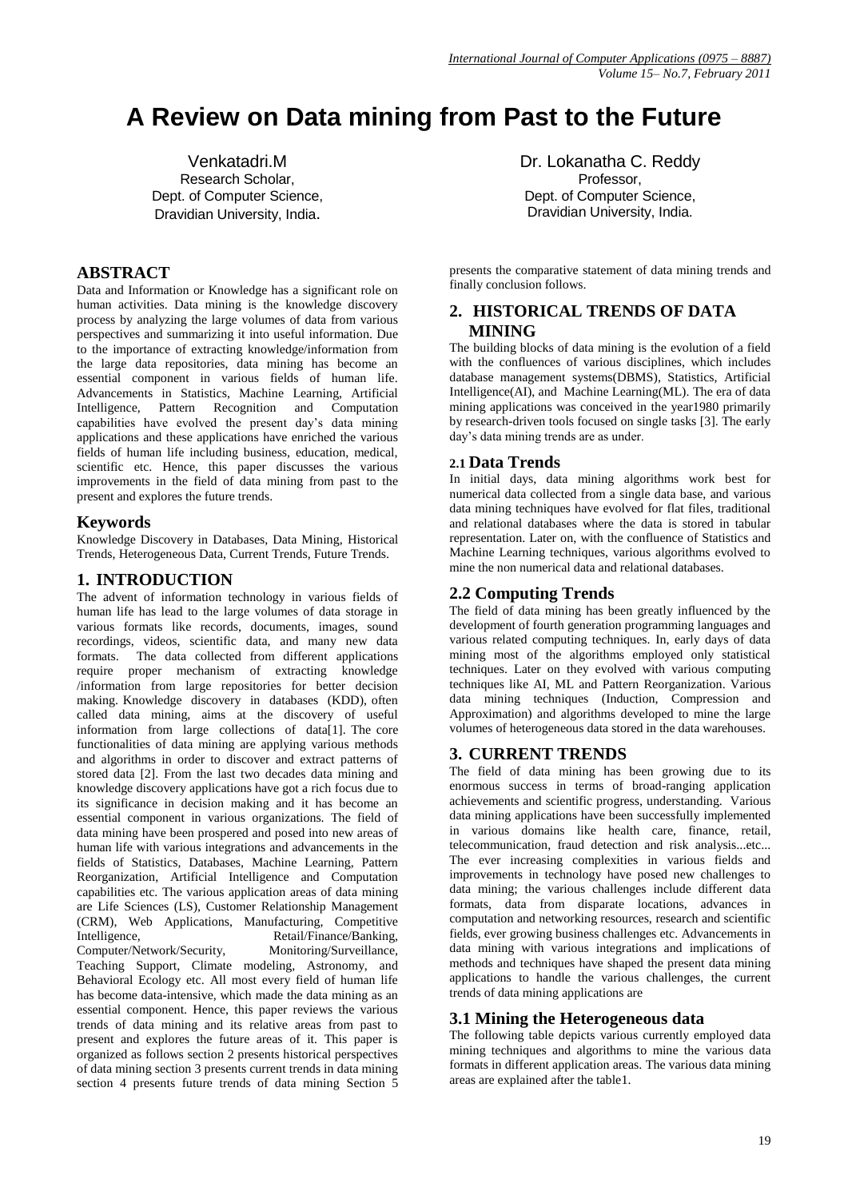# A Review on Data mining from Past to the Future

Venkatadri.M
Research Scholar,
Dept. of Computer Science,
Dravidian University, India.

Dr. Lokanatha C. Reddy
Professor,
Dept. of Computer Science,
Dravidian University, India.

## ABSTRACT

Data and Information or Knowledge has a significant role on human activities. Data mining is the knowledge discovery process by analyzing the large volumes of data from various perspectives and summarizing it into useful information. Due to the importance of extracting knowledge/information from the large data repositories, data mining has become an essential component in various fields of human life. Advancements in Statistics, Machine Learning, Artificial Intelligence, Pattern Recognition and Computation capabilities have evolved the present day's data mining applications and these applications have enriched the various fields of human life including business, education, medical, scientific etc. Hence, this paper discusses the various improvements in the field of data mining from past to the present and explores the future trends.

## Keywords

Knowledge Discovery in Databases, Data Mining, Historical Trends, Heterogeneous Data, Current Trends, Future Trends.

## 1. INTRODUCTION

The advent of information technology in various fields of human life has lead to the large volumes of data storage in various formats like records, documents, images, sound recordings, videos, scientific data, and many new data formats. The data collected from different applications require proper mechanism of extracting knowledge /information from large repositories for better decision making. Knowledge discovery in databases (KDD), often called data mining, aims at the discovery of useful information from large collections of data[1]. The core functionalities of data mining are applying various methods and algorithms in order to discover and extract patterns of stored data [2]. From the last two decades data mining and knowledge discovery applications have got a rich focus due to its significance in decision making and it has become an essential component in various organizations. The field of data mining have been prospered and posed into new areas of human life with various integrations and advancements in the fields of Statistics, Databases, Machine Learning, Pattern Reorganization, Artificial Intelligence and Computation capabilities etc. The various application areas of data mining are Life Sciences (LS), Customer Relationship Management (CRM), Web Applications, Manufacturing, Competitive Intelligence, Retail/Finance/Banking, Computer/Network/Security, Monitoring/Surveillance, Teaching Support, Climate modeling, Astronomy, and Behavioral Ecology etc. All most every field of human life has become data-intensive, which made the data mining as an essential component. Hence, this paper reviews the various trends of data mining and its relative areas from past to present and explores the future areas of it. This paper is organized as follows section 2 presents historical perspectives of data mining section 3 presents current trends in data mining section 4 presents future trends of data mining Section 5 presents the comparative statement of data mining trends and finally conclusion follows.

## 2. HISTORICAL TRENDS OF DATA MINING

The building blocks of data mining is the evolution of a field with the confluences of various disciplines, which includes database management systems(DBMS), Statistics, Artificial Intelligence(AI), and Machine Learning(ML). The era of data mining applications was conceived in the year1980 primarily by research-driven tools focused on single tasks [3]. The early day's data mining trends are as under.

### 2.1 Data Trends

In initial days, data mining algorithms work best for numerical data collected from a single data base, and various data mining techniques have evolved for flat files, traditional and relational databases where the data is stored in tabular representation. Later on, with the confluence of Statistics and Machine Learning techniques, various algorithms evolved to mine the non numerical data and relational databases.

### 2.2 Computing Trends

The field of data mining has been greatly influenced by the development of fourth generation programming languages and various related computing techniques. In, early days of data mining most of the algorithms employed only statistical techniques. Later on they evolved with various computing techniques like AI, ML and Pattern Reorganization. Various data mining techniques (Induction, Compression and Approximation) and algorithms developed to mine the large volumes of heterogeneous data stored in the data warehouses.

## 3. CURRENT TRENDS

The field of data mining has been growing due to its enormous success in terms of broad-ranging application achievements and scientific progress, understanding. Various data mining applications have been successfully implemented in various domains like health care, finance, retail, telecommunication, fraud detection and risk analysis...etc... The ever increasing complexities in various fields and improvements in technology have posed new challenges to data mining; the various challenges include different data formats, data from disparate locations, advances in computation and networking resources, research and scientific fields, ever growing business challenges etc. Advancements in data mining with various integrations and implications of methods and techniques have shaped the present data mining applications to handle the various challenges, the current trends of data mining applications are

### 3.1 Mining the Heterogeneous data

The following table depicts various currently employed data mining techniques and algorithms to mine the various data formats in different application areas. The various data mining areas are explained after the table1.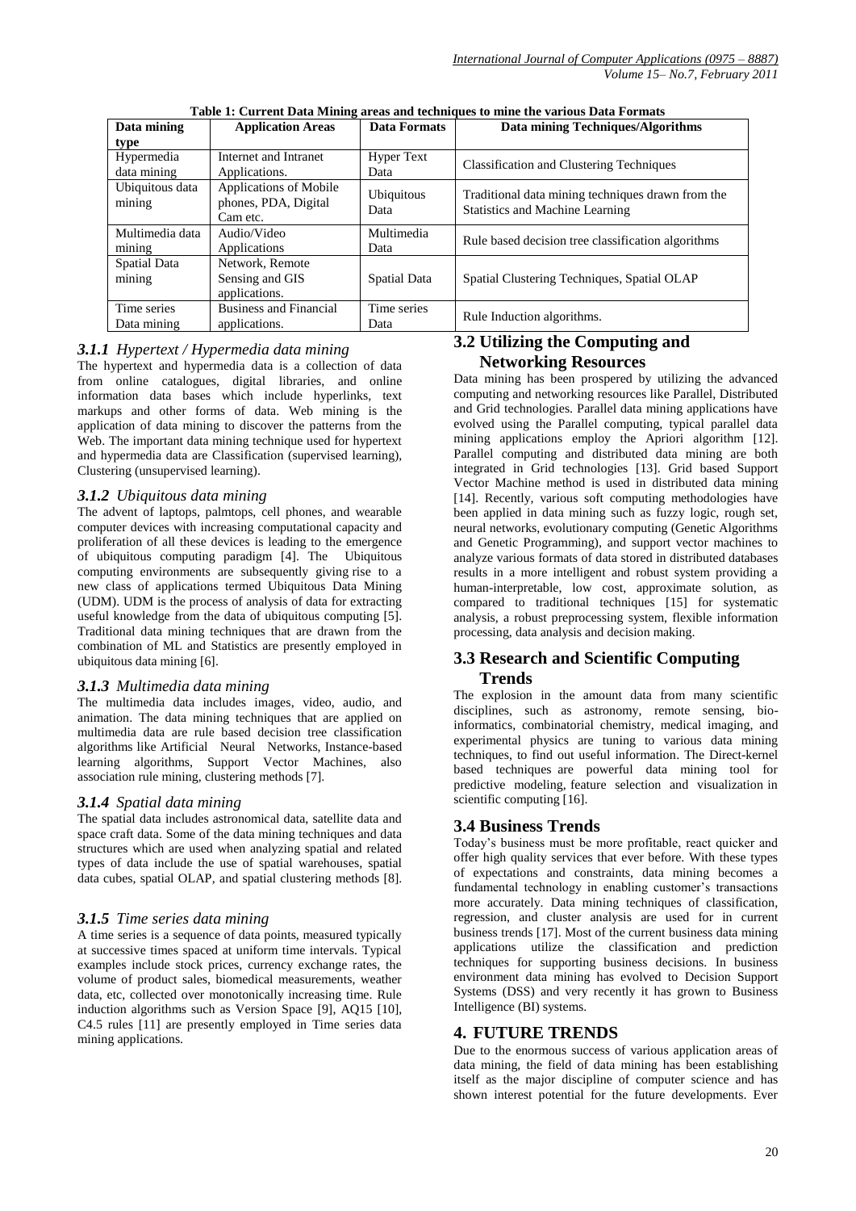**Table 1: Current Data Mining areas and techniques to mine the various Data Formats**

| Data mining type | Application Areas | Data Formats | Data mining Techniques/Algorithms |
|---|---|---|---|
| Hypermedia data mining | Internet and Intranet Applications. | Hyper Text Data | Classification and Clustering Techniques |
| Ubiquitous data mining | Applications of Mobile phones, PDA, Digital Cam etc. | Ubiquitous Data | Traditional data mining techniques drawn from the Statistics and Machine Learning |
| Multimedia data mining | Audio/Video Applications | Multimedia Data | Rule based decision tree classification algorithms |
| Spatial Data mining | Network, Remote Sensing and GIS applications. | Spatial Data | Spatial Clustering Techniques, Spatial OLAP |
| Time series Data mining | Business and Financial applications. | Time series Data | Rule Induction algorithms. |

### *3.1.1 Hypertext / Hypermedia data mining*

The hypertext and hypermedia data is a collection of data from online catalogues, digital libraries, and online information data bases which include hyperlinks, text markups and other forms of data. Web mining is the application of data mining to discover the patterns from the Web. The important data mining technique used for hypertext and hypermedia data are Classification (supervised learning), Clustering (unsupervised learning).

### *3.1.2 Ubiquitous data mining*

The advent of laptops, palmtops, cell phones, and wearable computer devices with increasing computational capacity and proliferation of all these devices is leading to the emergence of ubiquitous computing paradigm [4]. The Ubiquitous computing environments are subsequently giving rise to a new class of applications termed Ubiquitous Data Mining (UDM). UDM is the process of analysis of data for extracting useful knowledge from the data of ubiquitous computing [5]. Traditional data mining techniques that are drawn from the combination of ML and Statistics are presently employed in ubiquitous data mining [6].

### *3.1.3 Multimedia data mining*

The multimedia data includes images, video, audio, and animation. The data mining techniques that are applied on multimedia data are rule based decision tree classification algorithms like Artificial Neural Networks, Instance-based learning algorithms, Support Vector Machines, also association rule mining, clustering methods [7].

### *3.1.4 Spatial data mining*

The spatial data includes astronomical data, satellite data and space craft data. Some of the data mining techniques and data structures which are used when analyzing spatial and related types of data include the use of spatial warehouses, spatial data cubes, spatial OLAP, and spatial clustering methods [8].

### *3.1.5 Time series data mining*

A time series is a sequence of data points, measured typically at successive times spaced at uniform time intervals. Typical examples include stock prices, currency exchange rates, the volume of product sales, biomedical measurements, weather data, etc, collected over monotonically increasing time. Rule induction algorithms such as Version Space [9], AQ15 [10], C4.5 rules [11] are presently employed in Time series data mining applications.

## 3.2 Utilizing the Computing and Networking Resources

Data mining has been prospered by utilizing the advanced computing and networking resources like Parallel, Distributed and Grid technologies. Parallel data mining applications have evolved using the Parallel computing, typical parallel data mining applications employ the Apriori algorithm [12]. Parallel computing and distributed data mining are both integrated in Grid technologies [13]. Grid based Support Vector Machine method is used in distributed data mining [14]. Recently, various soft computing methodologies have been applied in data mining such as fuzzy logic, rough set, neural networks, evolutionary computing (Genetic Algorithms and Genetic Programming), and support vector machines to analyze various formats of data stored in distributed databases results in a more intelligent and robust system providing a human-interpretable, low cost, approximate solution, as compared to traditional techniques [15] for systematic analysis, a robust preprocessing system, flexible information processing, data analysis and decision making.

## 3.3 Research and Scientific Computing Trends

The explosion in the amount data from many scientific disciplines, such as astronomy, remote sensing, bio-informatics, combinatorial chemistry, medical imaging, and experimental physics are tuning to various data mining techniques, to find out useful information. The Direct-kernel based techniques are powerful data mining tool for predictive modeling, feature selection and visualization in scientific computing [16].

## 3.4 Business Trends

Today's business must be more profitable, react quicker and offer high quality services that ever before. With these types of expectations and constraints, data mining becomes a fundamental technology in enabling customer's transactions more accurately. Data mining techniques of classification, regression, and cluster analysis are used for in current business trends [17]. Most of the current business data mining applications utilize the classification and prediction techniques for supporting business decisions. In business environment data mining has evolved to Decision Support Systems (DSS) and very recently it has grown to Business Intelligence (BI) systems.

# 4. FUTURE TRENDS

Due to the enormous success of various application areas of data mining, the field of data mining has been establishing itself as the major discipline of computer science and has shown interest potential for the future developments. Ever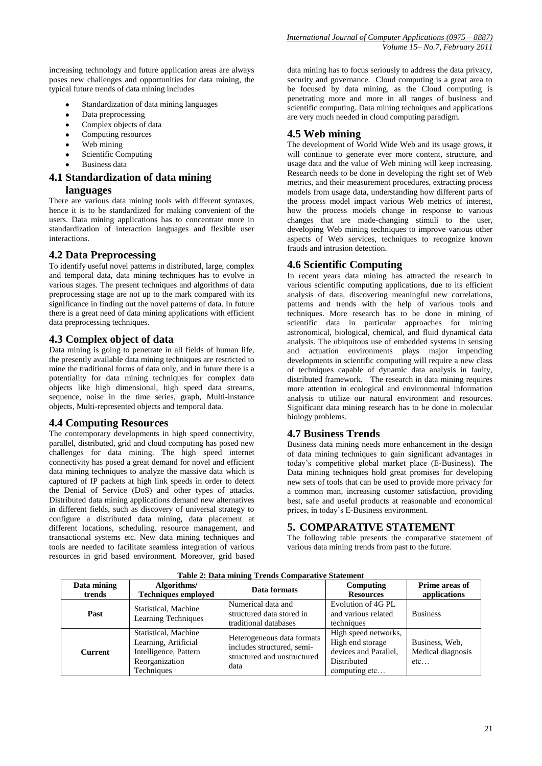increasing technology and future application areas are always poses new challenges and opportunities for data mining, the typical future trends of data mining includes

- Standardization of data mining languages
- Data preprocessing
- Complex objects of data
- Computing resources
- Web mining
- Scientific Computing
- Business data

## 4.1 Standardization of data mining languages

There are various data mining tools with different syntaxes, hence it is to be standardized for making convenient of the users. Data mining applications has to concentrate more in standardization of interaction languages and flexible user interactions.

## 4.2 Data Preprocessing

To identify useful novel patterns in distributed, large, complex and temporal data, data mining techniques has to evolve in various stages. The present techniques and algorithms of data preprocessing stage are not up to the mark compared with its significance in finding out the novel patterns of data. In future there is a great need of data mining applications with efficient data preprocessing techniques.

## 4.3 Complex object of data

Data mining is going to penetrate in all fields of human life, the presently available data mining techniques are restricted to mine the traditional forms of data only, and in future there is a potentiality for data mining techniques for complex data objects like high dimensional, high speed data streams, sequence, noise in the time series, graph, Multi-instance objects, Multi-represented objects and temporal data.

## 4.4 Computing Resources

The contemporary developments in high speed connectivity, parallel, distributed, grid and cloud computing has posed new challenges for data mining. The high speed internet connectivity has posed a great demand for novel and efficient data mining techniques to analyze the massive data which is captured of IP packets at high link speeds in order to detect the Denial of Service (DoS) and other types of attacks. Distributed data mining applications demand new alternatives in different fields, such as discovery of universal strategy to configure a distributed data mining, data placement at different locations, scheduling, resource management, and transactional systems etc. New data mining techniques and tools are needed to facilitate seamless integration of various resources in grid based environment. Moreover, grid based data mining has to focus seriously to address the data privacy, security and governance. Cloud computing is a great area to be focused by data mining, as the Cloud computing is penetrating more and more in all ranges of business and scientific computing. Data mining techniques and applications are very much needed in cloud computing paradigm.

## 4.5 Web mining

The development of World Wide Web and its usage grows, it will continue to generate ever more content, structure, and usage data and the value of Web mining will keep increasing. Research needs to be done in developing the right set of Web metrics, and their measurement procedures, extracting process models from usage data, understanding how different parts of the process model impact various Web metrics of interest, how the process models change in response to various changes that are made-changing stimuli to the user, developing Web mining techniques to improve various other aspects of Web services, techniques to recognize known frauds and intrusion detection.

## 4.6 Scientific Computing

In recent years data mining has attracted the research in various scientific computing applications, due to its efficient analysis of data, discovering meaningful new correlations, patterns and trends with the help of various tools and techniques. More research has to be done in mining of scientific data in particular approaches for mining astronomical, biological, chemical, and fluid dynamical data analysis. The ubiquitous use of embedded systems in sensing and actuation environments plays major impending developments in scientific computing will require a new class of techniques capable of dynamic data analysis in faulty, distributed framework. The research in data mining requires more attention in ecological and environmental information analysis to utilize our natural environment and resources. Significant data mining research has to be done in molecular biology problems.

## 4.7 Business Trends

Business data mining needs more enhancement in the design of data mining techniques to gain significant advantages in today's competitive global market place (E-Business). The Data mining techniques hold great promises for developing new sets of tools that can be used to provide more privacy for a common man, increasing customer satisfaction, providing best, safe and useful products at reasonable and economical prices, in today's E-Business environment.

# 5. COMPARATIVE STATEMENT

The following table presents the comparative statement of various data mining trends from past to the future.

**Table 2: Data mining Trends Comparative Statement**

| Data mining trends | Algorithms/ Techniques employed | Data formats | Computing Resources | Prime areas of applications |
|---|---|---|---|---|
| **Past** | Statistical, Machine Learning Techniques | Numerical data and structured data stored in traditional databases | Evolution of 4G PL and various related techniques | Business |
| **Current** | Statistical, Machine Learning, Artificial Intelligence, Pattern Reorganization Techniques | Heterogeneous data formats includes structured, semi-structured and unstructured data | High speed networks, High end storage devices and Parallel, Distributed computing etc… | Business, Web, Medical diagnosis etc… |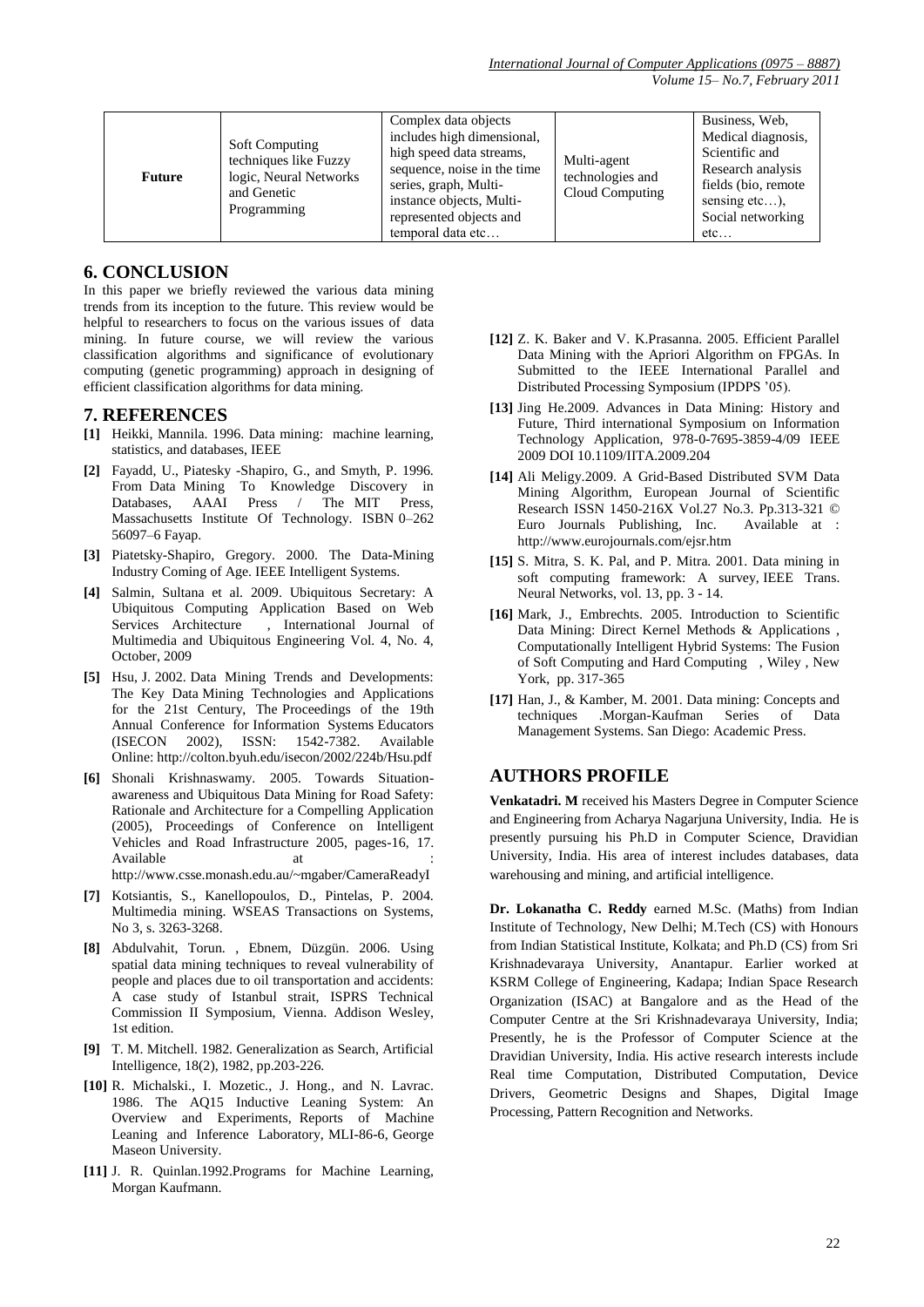| | | | | |
|---|---|---|---|---|
| **Future** | Soft Computing techniques like Fuzzy logic, Neural Networks and Genetic Programming | Complex data objects includes high dimensional, high speed data streams, sequence, noise in the time series, graph, Multi-instance objects, Multi-represented objects and temporal data etc… | Multi-agent technologies and Cloud Computing | Business, Web, Medical diagnosis, Scientific and Research analysis fields (bio, remote sensing etc…), Social networking etc… |

## 6. CONCLUSION

In this paper we briefly reviewed the various data mining trends from its inception to the future. This review would be helpful to researchers to focus on the various issues of data mining. In future course, we will review the various classification algorithms and significance of evolutionary computing (genetic programming) approach in designing of efficient classification algorithms for data mining.

## 7. REFERENCES

**[1]** Heikki, Mannila. 1996. Data mining: machine learning, statistics, and databases, IEEE

**[2]** Fayadd, U., Piatesky -Shapiro, G., and Smyth, P. 1996. From Data Mining To Knowledge Discovery in Databases, AAAI Press / The MIT Press, Massachusetts Institute Of Technology. ISBN 0–262 56097–6 Fayap.

**[3]** Piatetsky-Shapiro, Gregory. 2000. The Data-Mining Industry Coming of Age. IEEE Intelligent Systems.

**[4]** Salmin, Sultana et al. 2009. Ubiquitous Secretary: A Ubiquitous Computing Application Based on Web Services Architecture , International Journal of Multimedia and Ubiquitous Engineering Vol. 4, No. 4, October, 2009

**[5]** Hsu, J. 2002. Data Mining Trends and Developments: The Key Data Mining Technologies and Applications for the 21st Century, The Proceedings of the 19th Annual Conference for Information Systems Educators (ISECON 2002), ISSN: 1542-7382. Available Online: http://colton.byuh.edu/isecon/2002/224b/Hsu.pdf

**[6]** Shonali Krishnaswamy. 2005. Towards Situation-awareness and Ubiquitous Data Mining for Road Safety: Rationale and Architecture for a Compelling Application (2005), Proceedings of Conference on Intelligent Vehicles and Road Infrastructure 2005, pages-16, 17. Available at : http://www.csse.monash.edu.au/~mgaber/CameraReadyI

**[7]** Kotsiantis, S., Kanellopoulos, D., Pintelas, P. 2004. Multimedia mining. WSEAS Transactions on Systems, No 3, s. 3263-3268.

**[8]** Abdulvahit, Torun. , Ebnem, Düzgün. 2006. Using spatial data mining techniques to reveal vulnerability of people and places due to oil transportation and accidents: A case study of Istanbul strait, ISPRS Technical Commission II Symposium, Vienna. Addison Wesley, 1st edition.

**[9]** T. M. Mitchell. 1982. Generalization as Search, Artificial Intelligence, 18(2), 1982, pp.203-226.

**[10]** R. Michalski., I. Mozetic., J. Hong., and N. Lavrac. 1986. The AQ15 Inductive Leaning System: An Overview and Experiments, Reports of Machine Leaning and Inference Laboratory, MLI-86-6, George Maseon University.

**[11]** J. R. Quinlan.1992.Programs for Machine Learning, Morgan Kaufmann.

**[12]** Z. K. Baker and V. K.Prasanna. 2005. Efficient Parallel Data Mining with the Apriori Algorithm on FPGAs. In Submitted to the IEEE International Parallel and Distributed Processing Symposium (IPDPS '05).

**[13]** Jing He.2009. Advances in Data Mining: History and Future, Third international Symposium on Information Technology Application, 978-0-7695-3859-4/09 IEEE 2009 DOI 10.1109/IITA.2009.204

**[14]** Ali Meligy.2009. A Grid-Based Distributed SVM Data Mining Algorithm, European Journal of Scientific Research ISSN 1450-216X Vol.27 No.3. Pp.313-321 © Euro Journals Publishing, Inc. Available at : http://www.eurojournals.com/ejsr.htm

**[15]** S. Mitra, S. K. Pal, and P. Mitra. 2001. Data mining in soft computing framework: A survey, IEEE Trans. Neural Networks, vol. 13, pp. 3 - 14.

**[16]** Mark, J., Embrechts. 2005. Introduction to Scientific Data Mining: Direct Kernel Methods & Applications , Computationally Intelligent Hybrid Systems: The Fusion of Soft Computing and Hard Computing , Wiley , New York, pp. 317-365

**[17]** Han, J., & Kamber, M. 2001. Data mining: Concepts and techniques .Morgan-Kaufman Series of Data Management Systems. San Diego: Academic Press.

## AUTHORS PROFILE

**Venkatadri. M** received his Masters Degree in Computer Science and Engineering from Acharya Nagarjuna University, India. He is presently pursuing his Ph.D in Computer Science, Dravidian University, India. His area of interest includes databases, data warehousing and mining, and artificial intelligence.

**Dr. Lokanatha C. Reddy** earned M.Sc. (Maths) from Indian Institute of Technology, New Delhi; M.Tech (CS) with Honours from Indian Statistical Institute, Kolkata; and Ph.D (CS) from Sri Krishnadevaraya University, Anantapur. Earlier worked at KSRM College of Engineering, Kadapa; Indian Space Research Organization (ISAC) at Bangalore and as the Head of the Computer Centre at the Sri Krishnadevaraya University, India; Presently, he is the Professor of Computer Science at the Dravidian University, India. His active research interests include Real time Computation, Distributed Computation, Device Drivers, Geometric Designs and Shapes, Digital Image Processing, Pattern Recognition and Networks.